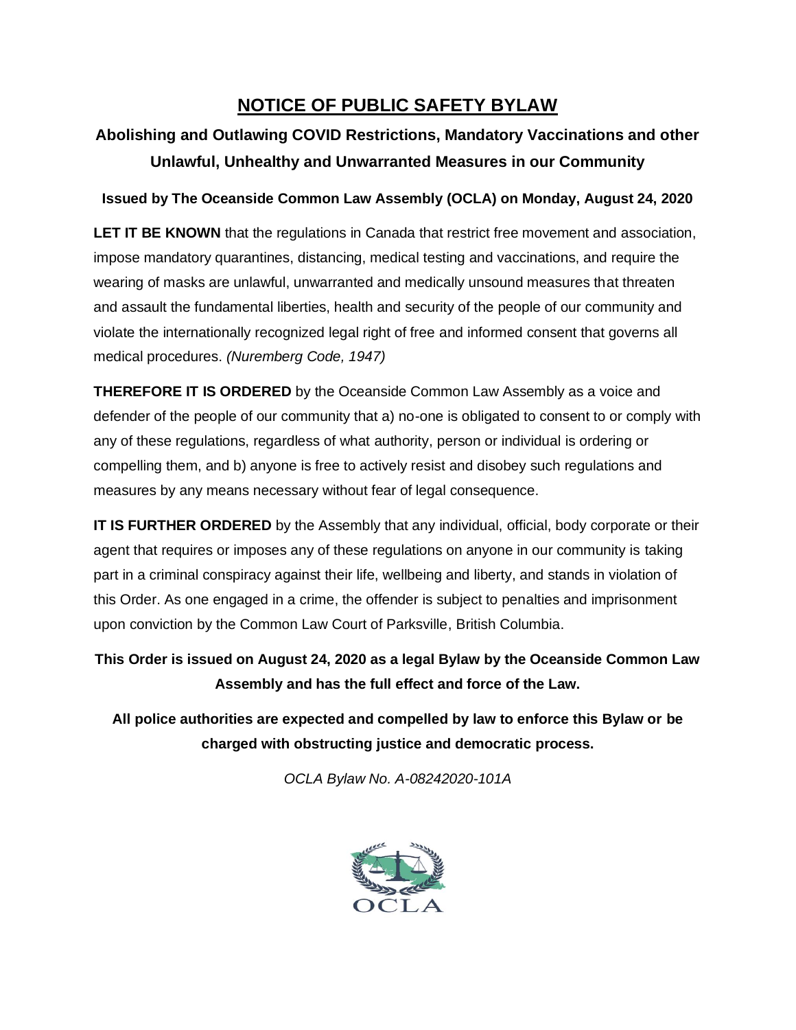# NOTICE OF PUBLIC SAFETY BYLAW

## Abolishing and Outlawing COVID Restrictions, Mandatory Vaccinations and other Unlawful, Unhealthy and Unwarranted Measures in our Community

**Issued by The Oceanside Common Law Assembly (OCLA) on Monday, August 24, 2020**

**LET IT BE KNOWN** that the regulations in Canada that restrict free movement and association, impose mandatory quarantines, distancing, medical testing and vaccinations, and require the wearing of masks are unlawful, unwarranted and medically unsound measures that threaten and assault the fundamental liberties, health and security of the people of our community and violate the internationally recognized legal right of free and informed consent that governs all medical procedures. *(Nuremberg Code, 1947)*

**THEREFORE IT IS ORDERED** by the Oceanside Common Law Assembly as a voice and defender of the people of our community that a) no-one is obligated to consent to or comply with any of these regulations, regardless of what authority, person or individual is ordering or compelling them, and b) anyone is free to actively resist and disobey such regulations and measures by any means necessary without fear of legal consequence.

**IT IS FURTHER ORDERED** by the Assembly that any individual, official, body corporate or their agent that requires or imposes any of these regulations on anyone in our community is taking part in a criminal conspiracy against their life, wellbeing and liberty, and stands in violation of this Order. As one engaged in a crime, the offender is subject to penalties and imprisonment upon conviction by the Common Law Court of Parksville, British Columbia.

**This Order is issued on August 24, 2020 as a legal Bylaw by the Oceanside Common Law Assembly and has the full effect and force of the Law.**

**All police authorities are expected and compelled by law to enforce this Bylaw or be charged with obstructing justice and democratic process.**

*OCLA Bylaw No. A-08242020-101A*

OCLA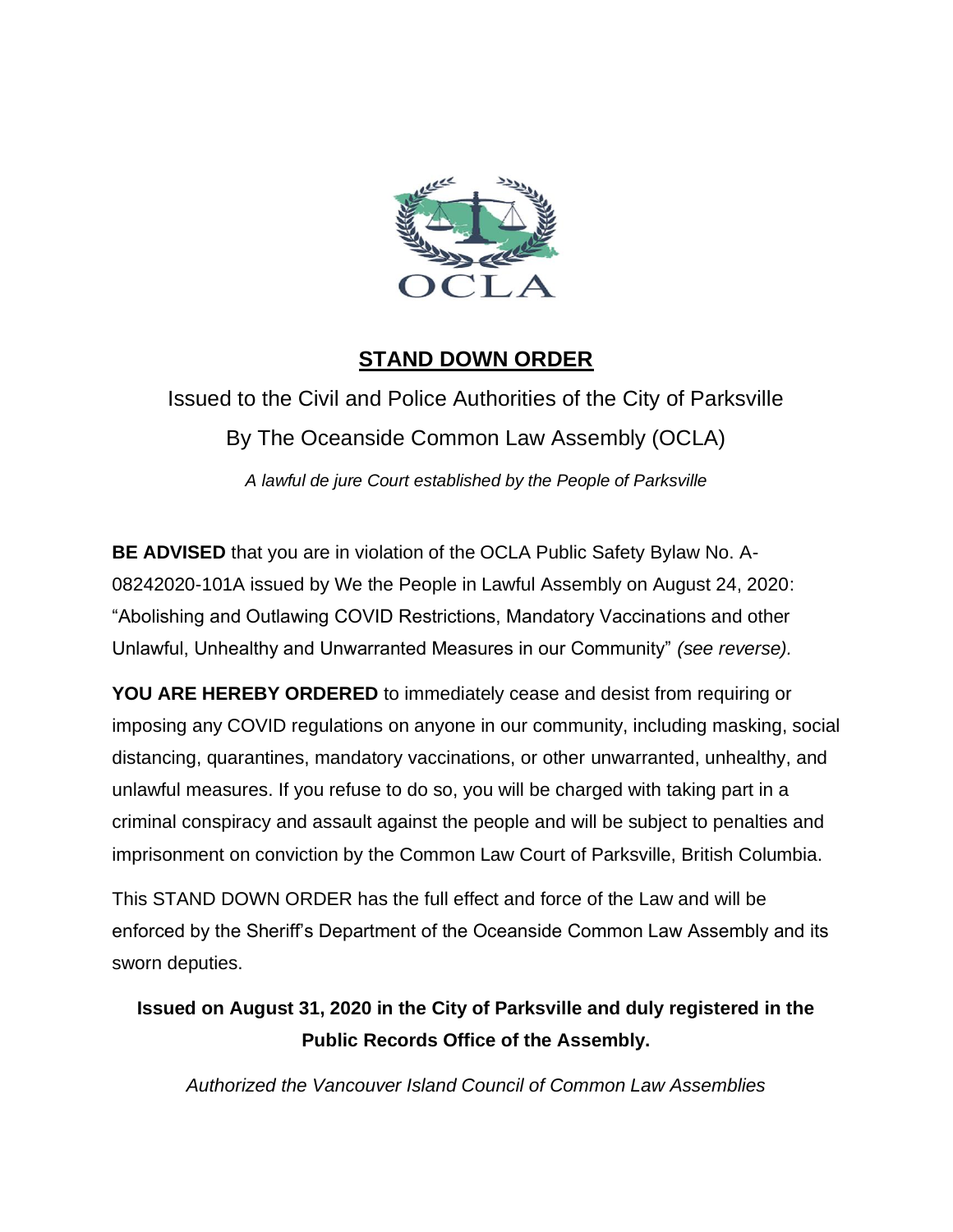OCLA

## STAND DOWN ORDER

Issued to the Civil and Police Authorities of the City of Parksville

By The Oceanside Common Law Assembly (OCLA)

*A lawful de jure Court established by the People of Parksville*

**BE ADVISED** that you are in violation of the OCLA Public Safety Bylaw No. A-08242020-101A issued by We the People in Lawful Assembly on August 24, 2020: "Abolishing and Outlawing COVID Restrictions, Mandatory Vaccinations and other Unlawful, Unhealthy and Unwarranted Measures in our Community" *(see reverse).*

**YOU ARE HEREBY ORDERED** to immediately cease and desist from requiring or imposing any COVID regulations on anyone in our community, including masking, social distancing, quarantines, mandatory vaccinations, or other unwarranted, unhealthy, and unlawful measures. If you refuse to do so, you will be charged with taking part in a criminal conspiracy and assault against the people and will be subject to penalties and imprisonment on conviction by the Common Law Court of Parksville, British Columbia.

This STAND DOWN ORDER has the full effect and force of the Law and will be enforced by the Sheriff's Department of the Oceanside Common Law Assembly and its sworn deputies.

**Issued on August 31, 2020 in the City of Parksville and duly registered in the Public Records Office of the Assembly.**

*Authorized the Vancouver Island Council of Common Law Assemblies*